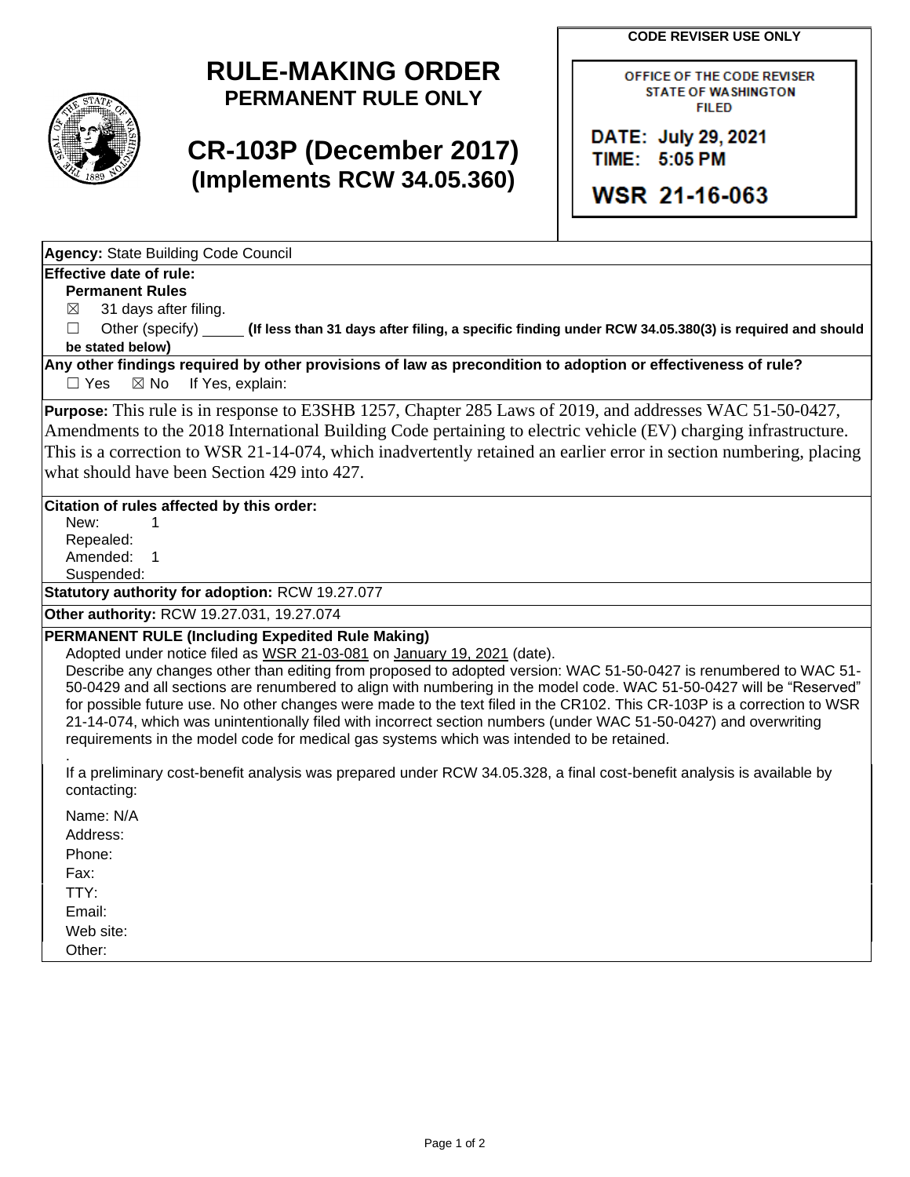**CODE REVISER USE ONLY**

OFFICE OF THE CODE REVISER
STATE OF WASHINGTON
FILED

DATE: July 29, 2021
TIME: 5:05 PM

WSR 21-16-063

# RULE-MAKING ORDER

## PERMANENT RULE ONLY

## CR-103P (December 2017)

## (Implements RCW 34.05.360)

**Agency:** State Building Code Council

**Effective date of rule:**

**Permanent Rules**

☒ 31 days after filing.

☐ Other (specify) _____ **(If less than 31 days after filing, a specific finding under RCW 34.05.380(3) is required and should be stated below)**

**Any other findings required by other provisions of law as precondition to adoption or effectiveness of rule?**

☐ Yes ☒ No If Yes, explain:

**Purpose:** This rule is in response to E3SHB 1257, Chapter 285 Laws of 2019, and addresses WAC 51-50-0427, Amendments to the 2018 International Building Code pertaining to electric vehicle (EV) charging infrastructure. This is a correction to WSR 21-14-074, which inadvertently retained an earlier error in section numbering, placing what should have been Section 429 into 427.

**Citation of rules affected by this order:**

New: 1
Repealed:
Amended: 1
Suspended:

**Statutory authority for adoption:** RCW 19.27.077

**Other authority:** RCW 19.27.031, 19.27.074

**PERMANENT RULE (Including Expedited Rule Making)**

Adopted under notice filed as WSR 21-03-081 on January 19, 2021 (date).

Describe any changes other than editing from proposed to adopted version: WAC 51-50-0427 is renumbered to WAC 51-50-0429 and all sections are renumbered to align with numbering in the model code. WAC 51-50-0427 will be "Reserved" for possible future use. No other changes were made to the text filed in the CR102. This CR-103P is a correction to WSR 21-14-074, which was unintentionally filed with incorrect section numbers (under WAC 51-50-0427) and overwriting requirements in the model code for medical gas systems which was intended to be retained.

.

If a preliminary cost-benefit analysis was prepared under RCW 34.05.328, a final cost-benefit analysis is available by contacting:

Name: N/A
Address:
Phone:
Fax:
TTY:
Email:
Web site:
Other: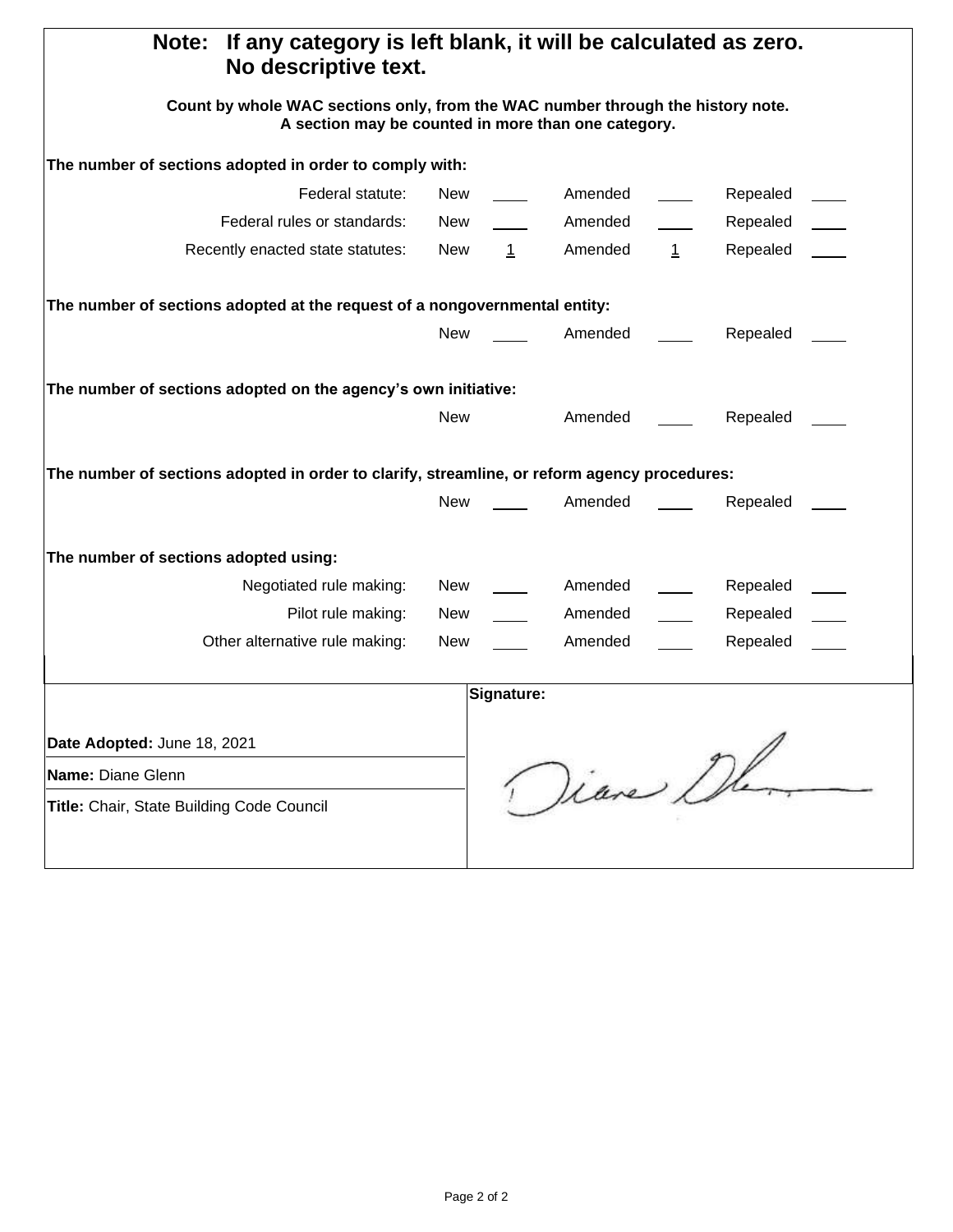**Note: If any category is left blank, it will be calculated as zero. No descriptive text.**

**Count by whole WAC sections only, from the WAC number through the history note. A section may be counted in more than one category.**

**The number of sections adopted in order to comply with:**

| | New | | Amended | | Repealed | |
|---|---|---|---|---|---|---|
| Federal statute: | New | ____ | Amended | ____ | Repealed | ____ |
| Federal rules or standards: | New | ____ | Amended | ____ | Repealed | ____ |
| Recently enacted state statutes: | New | 1 | Amended | 1 | Repealed | ____ |

**The number of sections adopted at the request of a nongovernmental entity:**

| New | ____ | Amended | ____ | Repealed | ____ |
|---|---|---|---|---|---|

**The number of sections adopted on the agency's own initiative:**

| New | | Amended | ____ | Repealed | ____ |
|---|---|---|---|---|---|

**The number of sections adopted in order to clarify, streamline, or reform agency procedures:**

| New | ____ | Amended | ____ | Repealed | ____ |
|---|---|---|---|---|---|

**The number of sections adopted using:**

| | New | | Amended | | Repealed | |
|---|---|---|---|---|---|---|
| Negotiated rule making: | New | ____ | Amended | ____ | Repealed | ____ |
| Pilot rule making: | New | ____ | Amended | ____ | Repealed | ____ |
| Other alternative rule making: | New | ____ | Amended | ____ | Repealed | ____ |

**Date Adopted:** June 18, 2021

**Name:** Diane Glenn

**Title:** Chair, State Building Code Council

**Signature:** Diane Glenn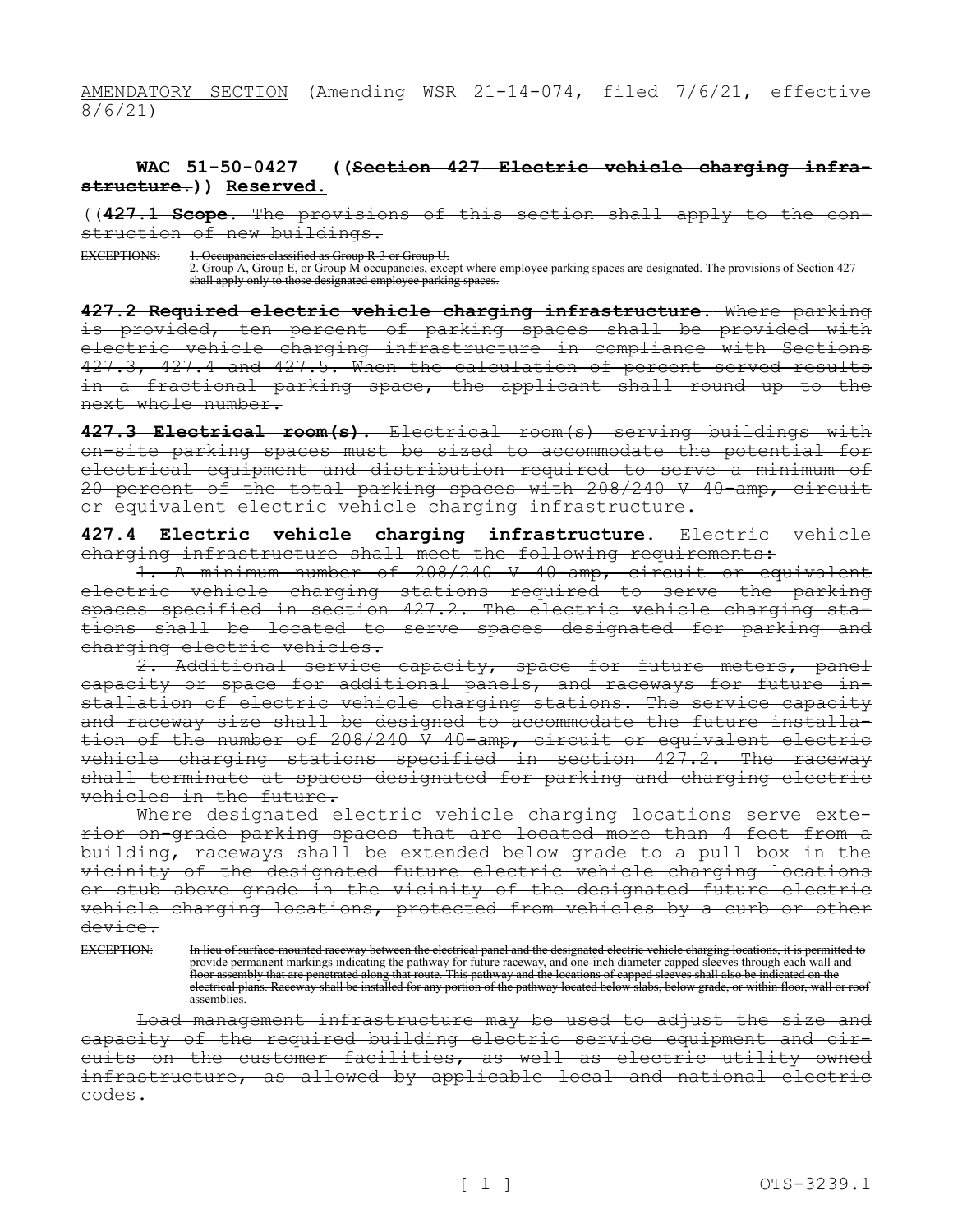AMENDATORY SECTION (Amending WSR 21-14-074, filed 7/6/21, effective 8/6/21)

**WAC 51-50-0427 ((~~Section 427 Electric vehicle charging infrastructure.~~)) Reserved.**

((**~~427.1 Scope~~**~~. The provisions of this section shall apply to the construction of new buildings.~~

~~EXCEPTIONS: 1. Occupancies classified as Group R-3 or Group U.~~
~~2. Group A, Group E, or Group M occupancies, except where employee parking spaces are designated. The provisions of Section 427 shall apply only to those designated employee parking spaces.~~

**~~427.2 Required electric vehicle charging infrastructure~~**~~. Where parking is provided, ten percent of parking spaces shall be provided with electric vehicle charging infrastructure in compliance with Sections 427.3, 427.4 and 427.5. When the calculation of percent served results in a fractional parking space, the applicant shall round up to the next whole number.~~

**~~427.3 Electrical room(s)~~**~~. Electrical room(s) serving buildings with on-site parking spaces must be sized to accommodate the potential for electrical equipment and distribution required to serve a minimum of 20 percent of the total parking spaces with 208/240 V 40-amp, circuit or equivalent electric vehicle charging infrastructure.~~

**~~427.4 Electric vehicle charging infrastructure~~**~~. Electric vehicle charging infrastructure shall meet the following requirements:~~

~~1. A minimum number of 208/240 V 40-amp, circuit or equivalent electric vehicle charging stations required to serve the parking spaces specified in section 427.2. The electric vehicle charging stations shall be located to serve spaces designated for parking and charging electric vehicles.~~

~~2. Additional service capacity, space for future meters, panel capacity or space for additional panels, and raceways for future installation of electric vehicle charging stations. The service capacity and raceway size shall be designed to accommodate the future installation of the number of 208/240 V 40-amp, circuit or equivalent electric vehicle charging stations specified in section 427.2. The raceway shall terminate at spaces designated for parking and charging electric vehicles in the future.~~

~~Where designated electric vehicle charging locations serve exterior on-grade parking spaces that are located more than 4 feet from a building, raceways shall be extended below grade to a pull box in the vicinity of the designated future electric vehicle charging locations or stub above grade in the vicinity of the designated future electric vehicle charging locations, protected from vehicles by a curb or other device.~~

~~EXCEPTION: In lieu of surface-mounted raceway between the electrical panel and the designated electric vehicle charging locations, it is permitted to provide permanent markings indicating the pathway for future raceway, and one-inch diameter capped sleeves through each wall and floor assembly that are penetrated along that route. This pathway and the locations of capped sleeves shall also be indicated on the electrical plans. Raceway shall be installed for any portion of the pathway located below slabs, below grade, or within floor, wall or roof assemblies.~~

~~Load management infrastructure may be used to adjust the size and capacity of the required building electric service equipment and circuits on the customer facilities, as well as electric utility owned infrastructure, as allowed by applicable local and national electric codes.~~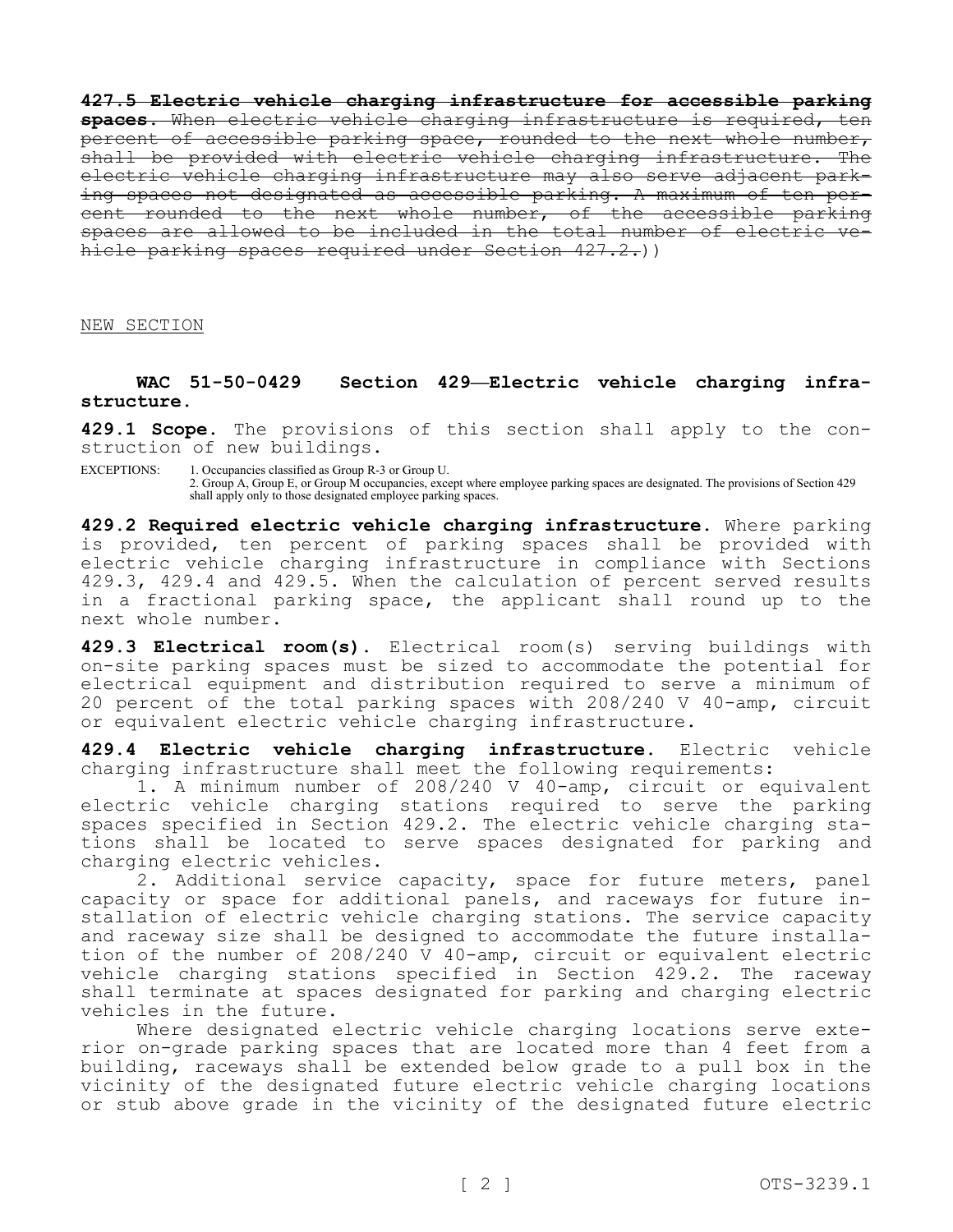~~**427.5 Electric vehicle charging infrastructure for accessible parking spaces.** When electric vehicle charging infrastructure is required, ten percent of accessible parking space, rounded to the next whole number, shall be provided with electric vehicle charging infrastructure. The electric vehicle charging infrastructure may also serve adjacent parking spaces not designated as accessible parking. A maximum of ten percent rounded to the next whole number, of the accessible parking spaces are allowed to be included in the total number of electric vehicle parking spaces required under Section 427.2.~~))

NEW SECTION

**WAC 51-50-0429 Section 429—Electric vehicle charging infrastructure.**

**429.1 Scope.** The provisions of this section shall apply to the construction of new buildings.

EXCEPTIONS: 1. Occupancies classified as Group R-3 or Group U.
2. Group A, Group E, or Group M occupancies, except where employee parking spaces are designated. The provisions of Section 429 shall apply only to those designated employee parking spaces.

**429.2 Required electric vehicle charging infrastructure.** Where parking is provided, ten percent of parking spaces shall be provided with electric vehicle charging infrastructure in compliance with Sections 429.3, 429.4 and 429.5. When the calculation of percent served results in a fractional parking space, the applicant shall round up to the next whole number.

**429.3 Electrical room(s).** Electrical room(s) serving buildings with on-site parking spaces must be sized to accommodate the potential for electrical equipment and distribution required to serve a minimum of 20 percent of the total parking spaces with 208/240 V 40-amp, circuit or equivalent electric vehicle charging infrastructure.

**429.4 Electric vehicle charging infrastructure.** Electric vehicle charging infrastructure shall meet the following requirements:

1. A minimum number of 208/240 V 40-amp, circuit or equivalent electric vehicle charging stations required to serve the parking spaces specified in Section 429.2. The electric vehicle charging stations shall be located to serve spaces designated for parking and charging electric vehicles.

2. Additional service capacity, space for future meters, panel capacity or space for additional panels, and raceways for future installation of electric vehicle charging stations. The service capacity and raceway size shall be designed to accommodate the future installation of the number of 208/240 V 40-amp, circuit or equivalent electric vehicle charging stations specified in Section 429.2. The raceway shall terminate at spaces designated for parking and charging electric vehicles in the future.

Where designated electric vehicle charging locations serve exterior on-grade parking spaces that are located more than 4 feet from a building, raceways shall be extended below grade to a pull box in the vicinity of the designated future electric vehicle charging locations or stub above grade in the vicinity of the designated future electric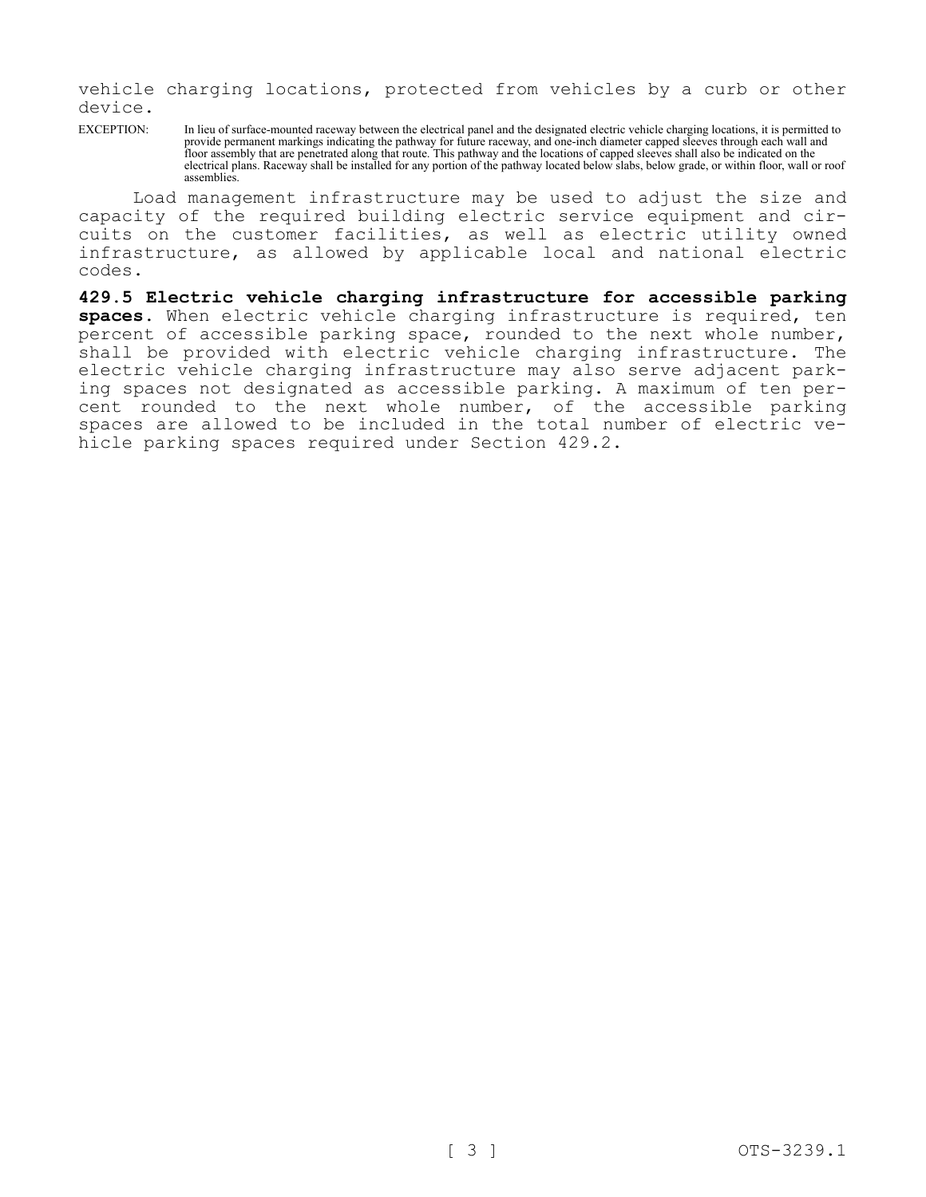vehicle charging locations, protected from vehicles by a curb or other device.

EXCEPTION: In lieu of surface-mounted raceway between the electrical panel and the designated electric vehicle charging locations, it is permitted to provide permanent markings indicating the pathway for future raceway, and one-inch diameter capped sleeves through each wall and floor assembly that are penetrated along that route. This pathway and the locations of capped sleeves shall also be indicated on the electrical plans. Raceway shall be installed for any portion of the pathway located below slabs, below grade, or within floor, wall or roof assemblies.

Load management infrastructure may be used to adjust the size and capacity of the required building electric service equipment and circuits on the customer facilities, as well as electric utility owned infrastructure, as allowed by applicable local and national electric codes.

**429.5 Electric vehicle charging infrastructure for accessible parking spaces.** When electric vehicle charging infrastructure is required, ten percent of accessible parking space, rounded to the next whole number, shall be provided with electric vehicle charging infrastructure. The electric vehicle charging infrastructure may also serve adjacent parking spaces not designated as accessible parking. A maximum of ten percent rounded to the next whole number, of the accessible parking spaces are allowed to be included in the total number of electric vehicle parking spaces required under Section 429.2.